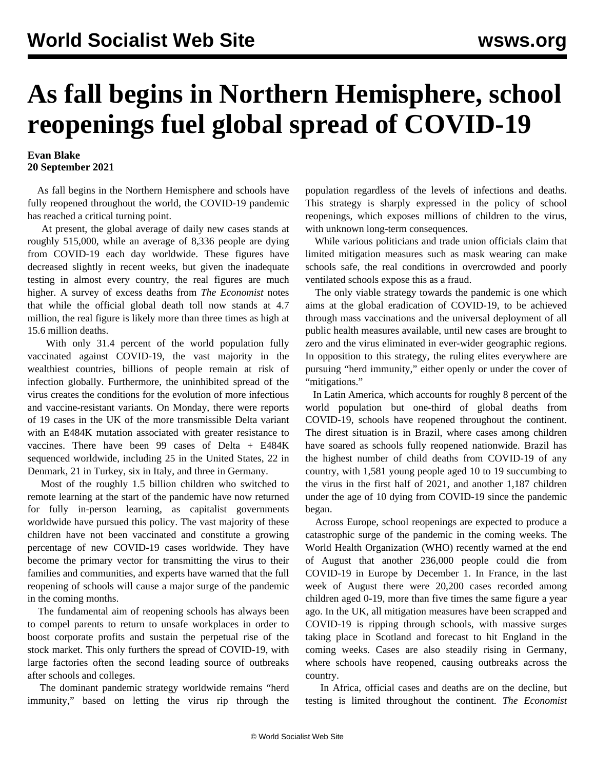# As fall begins in Northern Hemisphere, school reopenings fuel global spread of COVID-19

**Evan Blake**
**20 September 2021**

As fall begins in the Northern Hemisphere and schools have fully reopened throughout the world, the COVID-19 pandemic has reached a critical turning point.

At present, the global average of daily new cases stands at roughly 515,000, while an average of 8,336 people are dying from COVID-19 each day worldwide. These figures have decreased slightly in recent weeks, but given the inadequate testing in almost every country, the real figures are much higher. A survey of excess deaths from *The Economist* notes that while the official global death toll now stands at 4.7 million, the real figure is likely more than three times as high at 15.6 million deaths.

With only 31.4 percent of the world population fully vaccinated against COVID-19, the vast majority in the wealthiest countries, billions of people remain at risk of infection globally. Furthermore, the uninhibited spread of the virus creates the conditions for the evolution of more infectious and vaccine-resistant variants. On Monday, there were reports of 19 cases in the UK of the more transmissible Delta variant with an E484K mutation associated with greater resistance to vaccines. There have been 99 cases of Delta + E484K sequenced worldwide, including 25 in the United States, 22 in Denmark, 21 in Turkey, six in Italy, and three in Germany.

Most of the roughly 1.5 billion children who switched to remote learning at the start of the pandemic have now returned for fully in-person learning, as capitalist governments worldwide have pursued this policy. The vast majority of these children have not been vaccinated and constitute a growing percentage of new COVID-19 cases worldwide. They have become the primary vector for transmitting the virus to their families and communities, and experts have warned that the full reopening of schools will cause a major surge of the pandemic in the coming months.

The fundamental aim of reopening schools has always been to compel parents to return to unsafe workplaces in order to boost corporate profits and sustain the perpetual rise of the stock market. This only furthers the spread of COVID-19, with large factories often the second leading source of outbreaks after schools and colleges.

The dominant pandemic strategy worldwide remains "herd immunity," based on letting the virus rip through the population regardless of the levels of infections and deaths. This strategy is sharply expressed in the policy of school reopenings, which exposes millions of children to the virus, with unknown long-term consequences.

While various politicians and trade union officials claim that limited mitigation measures such as mask wearing can make schools safe, the real conditions in overcrowded and poorly ventilated schools expose this as a fraud.

The only viable strategy towards the pandemic is one which aims at the global eradication of COVID-19, to be achieved through mass vaccinations and the universal deployment of all public health measures available, until new cases are brought to zero and the virus eliminated in ever-wider geographic regions. In opposition to this strategy, the ruling elites everywhere are pursuing "herd immunity," either openly or under the cover of "mitigations."

In Latin America, which accounts for roughly 8 percent of the world population but one-third of global deaths from COVID-19, schools have reopened throughout the continent. The direst situation is in Brazil, where cases among children have soared as schools fully reopened nationwide. Brazil has the highest number of child deaths from COVID-19 of any country, with 1,581 young people aged 10 to 19 succumbing to the virus in the first half of 2021, and another 1,187 children under the age of 10 dying from COVID-19 since the pandemic began.

Across Europe, school reopenings are expected to produce a catastrophic surge of the pandemic in the coming weeks. The World Health Organization (WHO) recently warned at the end of August that another 236,000 people could die from COVID-19 in Europe by December 1. In France, in the last week of August there were 20,200 cases recorded among children aged 0-19, more than five times the same figure a year ago. In the UK, all mitigation measures have been scrapped and COVID-19 is ripping through schools, with massive surges taking place in Scotland and forecast to hit England in the coming weeks. Cases are also steadily rising in Germany, where schools have reopened, causing outbreaks across the country.

In Africa, official cases and deaths are on the decline, but testing is limited throughout the continent. *The Economist*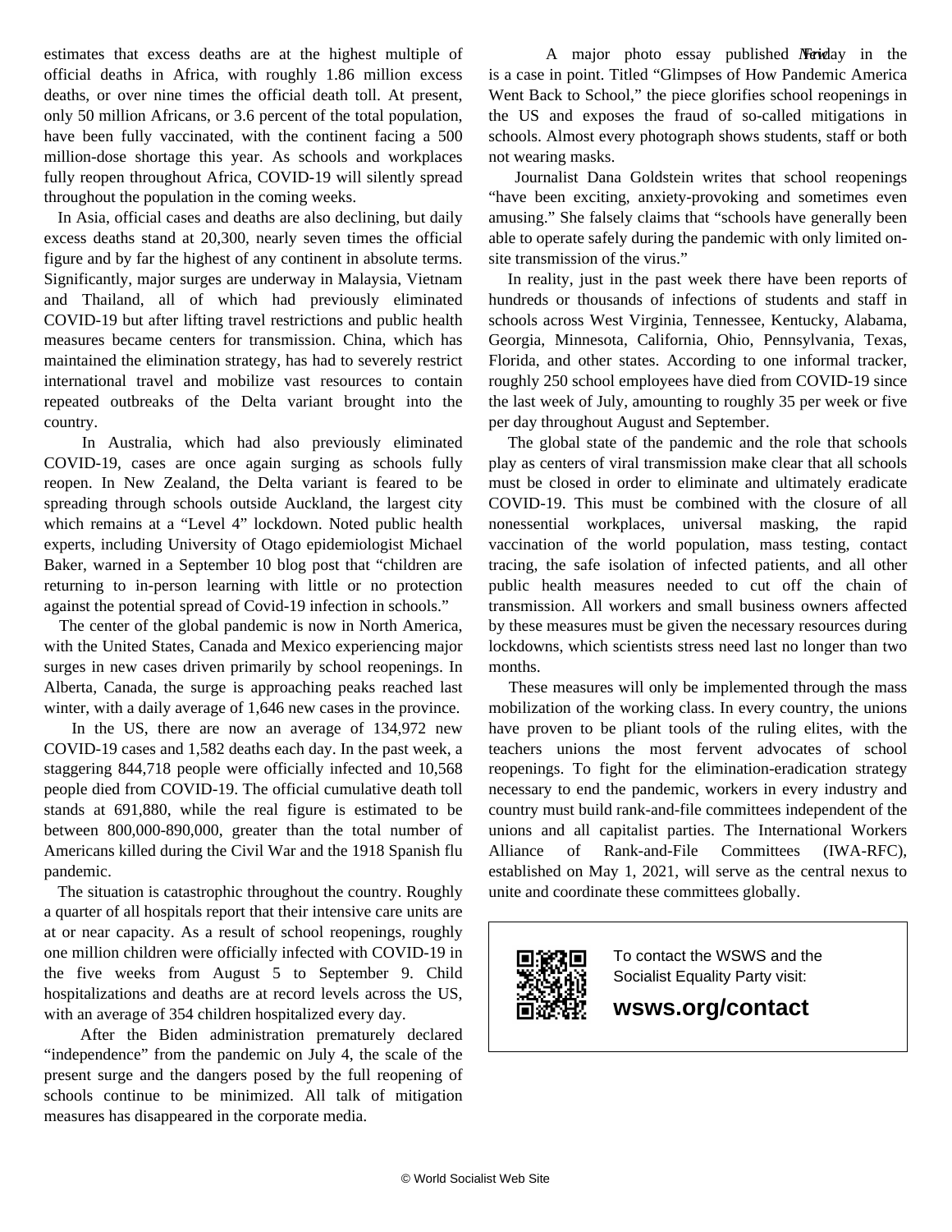estimates that excess deaths are at the highest multiple of official deaths in Africa, with roughly 1.86 million excess deaths, or over nine times the official death toll. At present, only 50 million Africans, or 3.6 percent of the total population, have been fully vaccinated, with the continent facing a 500 million-dose shortage this year. As schools and workplaces fully reopen throughout Africa, COVID-19 will silently spread throughout the population in the coming weeks.

In Asia, official cases and deaths are also declining, but daily excess deaths stand at 20,300, nearly seven times the official figure and by far the highest of any continent in absolute terms. Significantly, major surges are underway in Malaysia, Vietnam and Thailand, all of which had previously eliminated COVID-19 but after lifting travel restrictions and public health measures became centers for transmission. China, which has maintained the elimination strategy, has had to severely restrict international travel and mobilize vast resources to contain repeated outbreaks of the Delta variant brought into the country.

In Australia, which had also previously eliminated COVID-19, cases are once again surging as schools fully reopen. In New Zealand, the Delta variant is feared to be spreading through schools outside Auckland, the largest city which remains at a "Level 4" lockdown. Noted public health experts, including University of Otago epidemiologist Michael Baker, warned in a September 10 blog post that "children are returning to in-person learning with little or no protection against the potential spread of Covid-19 infection in schools."

The center of the global pandemic is now in North America, with the United States, Canada and Mexico experiencing major surges in new cases driven primarily by school reopenings. In Alberta, Canada, the surge is approaching peaks reached last winter, with a daily average of 1,646 new cases in the province.

In the US, there are now an average of 134,972 new COVID-19 cases and 1,582 deaths each day. In the past week, a staggering 844,718 people were officially infected and 10,568 people died from COVID-19. The official cumulative death toll stands at 691,880, while the real figure is estimated to be between 800,000-890,000, greater than the total number of Americans killed during the Civil War and the 1918 Spanish flu pandemic.

The situation is catastrophic throughout the country. Roughly a quarter of all hospitals report that their intensive care units are at or near capacity. As a result of school reopenings, roughly one million children were officially infected with COVID-19 in the five weeks from August 5 to September 9. Child hospitalizations and deaths are at record levels across the US, with an average of 354 children hospitalized every day.

After the Biden administration prematurely declared "independence" from the pandemic on July 4, the scale of the present surge and the dangers posed by the full reopening of schools continue to be minimized. All talk of mitigation measures has disappeared in the corporate media.

A major photo essay published Friday in the *New York Times* is a case in point. Titled "Glimpses of How Pandemic America Went Back to School," the piece glorifies school reopenings in the US and exposes the fraud of so-called mitigations in schools. Almost every photograph shows students, staff or both not wearing masks.

Journalist Dana Goldstein writes that school reopenings "have been exciting, anxiety-provoking and sometimes even amusing." She falsely claims that "schools have generally been able to operate safely during the pandemic with only limited on-site transmission of the virus."

In reality, just in the past week there have been reports of hundreds or thousands of infections of students and staff in schools across West Virginia, Tennessee, Kentucky, Alabama, Georgia, Minnesota, California, Ohio, Pennsylvania, Texas, Florida, and other states. According to one informal tracker, roughly 250 school employees have died from COVID-19 since the last week of July, amounting to roughly 35 per week or five per day throughout August and September.

The global state of the pandemic and the role that schools play as centers of viral transmission make clear that all schools must be closed in order to eliminate and ultimately eradicate COVID-19. This must be combined with the closure of all nonessential workplaces, universal masking, the rapid vaccination of the world population, mass testing, contact tracing, the safe isolation of infected patients, and all other public health measures needed to cut off the chain of transmission. All workers and small business owners affected by these measures must be given the necessary resources during lockdowns, which scientists stress need last no longer than two months.

These measures will only be implemented through the mass mobilization of the working class. In every country, the unions have proven to be pliant tools of the ruling elites, with the teachers unions the most fervent advocates of school reopenings. To fight for the elimination-eradication strategy necessary to end the pandemic, workers in every industry and country must build rank-and-file committees independent of the unions and all capitalist parties. The International Workers Alliance of Rank-and-File Committees (IWA-RFC), established on May 1, 2021, will serve as the central nexus to unite and coordinate these committees globally.

To contact the WSWS and the Socialist Equality Party visit:

**wsws.org/contact**